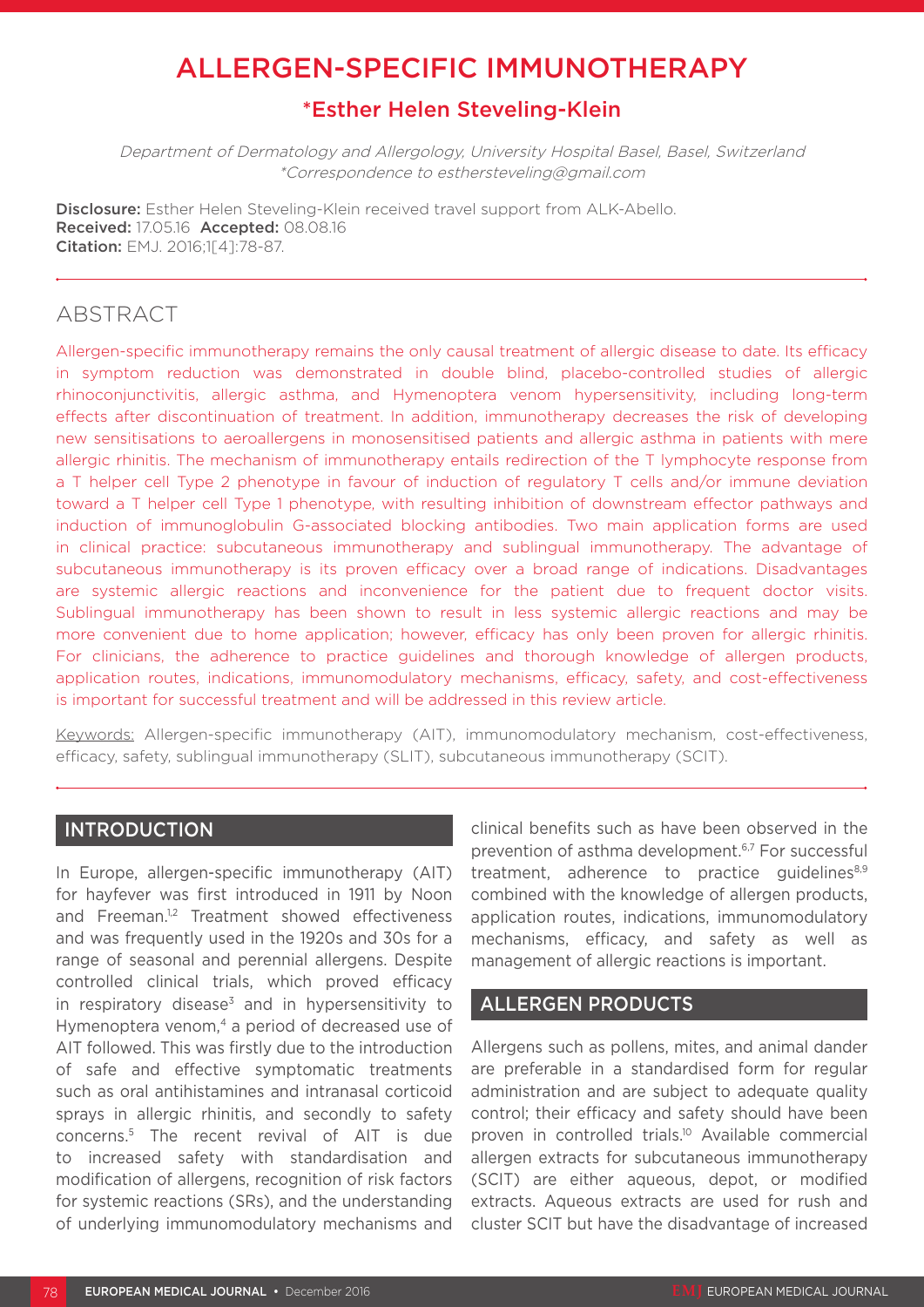# ALLERGEN-SPECIFIC IMMUNOTHERAPY

## *Esther Helen Steveling-Klein

*Department of Dermatology and Allergology, University Hospital Basel, Basel, Switzerland*
*\*Correspondence to esthersteveling@gmail.com*

**Disclosure:** Esther Helen Steveling-Klein received travel support from ALK-Abello.
**Received:** 17.05.16 **Accepted:** 08.08.16
**Citation:** EMJ. 2016;1[4]:78-87.

## ABSTRACT

Allergen-specific immunotherapy remains the only causal treatment of allergic disease to date. Its efficacy in symptom reduction was demonstrated in double blind, placebo-controlled studies of allergic rhinoconjunctivitis, allergic asthma, and Hymenoptera venom hypersensitivity, including long-term effects after discontinuation of treatment. In addition, immunotherapy decreases the risk of developing new sensitisations to aeroallergens in monosensitised patients and allergic asthma in patients with mere allergic rhinitis. The mechanism of immunotherapy entails redirection of the T lymphocyte response from a T helper cell Type 2 phenotype in favour of induction of regulatory T cells and/or immune deviation toward a T helper cell Type 1 phenotype, with resulting inhibition of downstream effector pathways and induction of immunoglobulin G-associated blocking antibodies. Two main application forms are used in clinical practice: subcutaneous immunotherapy and sublingual immunotherapy. The advantage of subcutaneous immunotherapy is its proven efficacy over a broad range of indications. Disadvantages are systemic allergic reactions and inconvenience for the patient due to frequent doctor visits. Sublingual immunotherapy has been shown to result in less systemic allergic reactions and may be more convenient due to home application; however, efficacy has only been proven for allergic rhinitis. For clinicians, the adherence to practice guidelines and thorough knowledge of allergen products, application routes, indications, immunomodulatory mechanisms, efficacy, safety, and cost-effectiveness is important for successful treatment and will be addressed in this review article.

Keywords: Allergen-specific immunotherapy (AIT), immunomodulatory mechanism, cost-effectiveness, efficacy, safety, sublingual immunotherapy (SLIT), subcutaneous immunotherapy (SCIT).

## INTRODUCTION

In Europe, allergen-specific immunotherapy (AIT) for hayfever was first introduced in 1911 by Noon and Freeman.[1,2] Treatment showed effectiveness and was frequently used in the 1920s and 30s for a range of seasonal and perennial allergens. Despite controlled clinical trials, which proved efficacy in respiratory disease[3] and in hypersensitivity to Hymenoptera venom,[4] a period of decreased use of AIT followed. This was firstly due to the introduction of safe and effective symptomatic treatments such as oral antihistamines and intranasal corticoid sprays in allergic rhinitis, and secondly to safety concerns.[5] The recent revival of AIT is due to increased safety with standardisation and modification of allergens, recognition of risk factors for systemic reactions (SRs), and the understanding of underlying immunomodulatory mechanisms and clinical benefits such as have been observed in the prevention of asthma development.[6,7] For successful treatment, adherence to practice guidelines[8,9] combined with the knowledge of allergen products, application routes, indications, immunomodulatory mechanisms, efficacy, and safety as well as management of allergic reactions is important.

## ALLERGEN PRODUCTS

Allergens such as pollens, mites, and animal dander are preferable in a standardised form for regular administration and are subject to adequate quality control; their efficacy and safety should have been proven in controlled trials.[10] Available commercial allergen extracts for subcutaneous immunotherapy (SCIT) are either aqueous, depot, or modified extracts. Aqueous extracts are used for rush and cluster SCIT but have the disadvantage of increased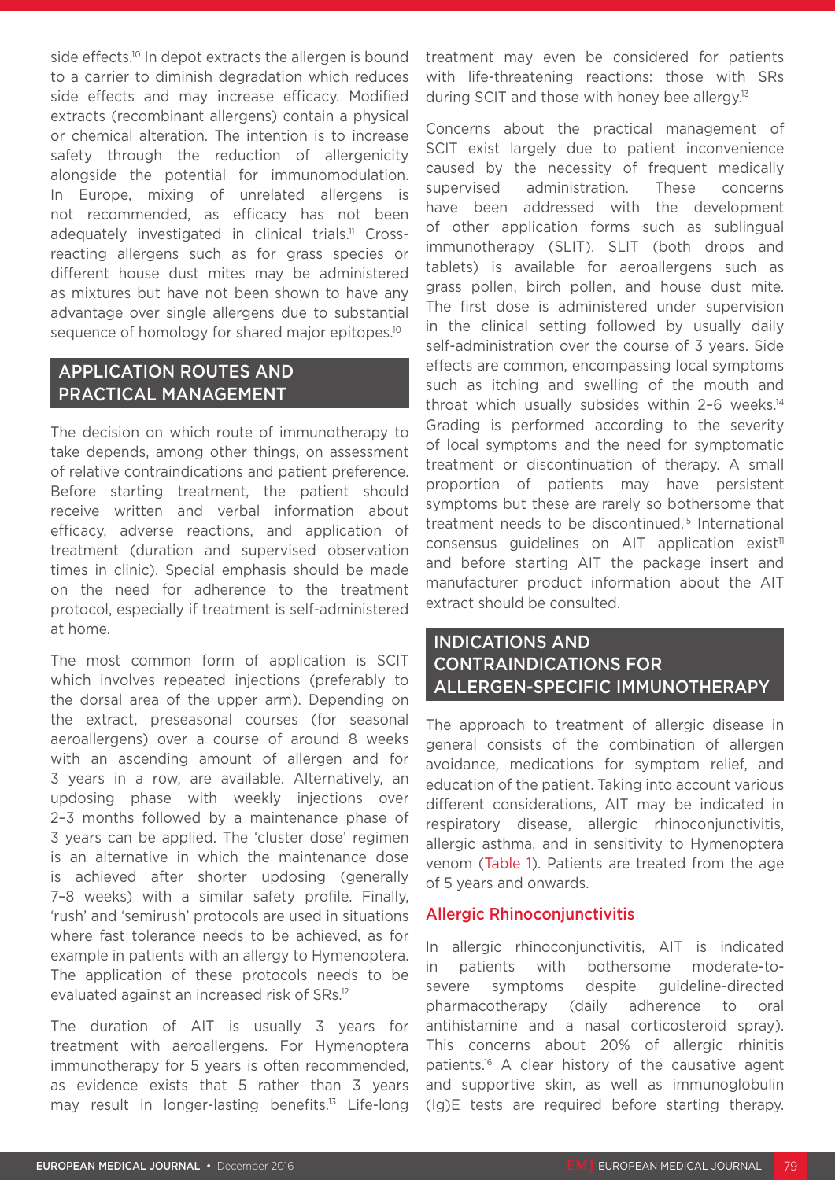side effects.[10] In depot extracts the allergen is bound to a carrier to diminish degradation which reduces side effects and may increase efficacy. Modified extracts (recombinant allergens) contain a physical or chemical alteration. The intention is to increase safety through the reduction of allergenicity alongside the potential for immunomodulation. In Europe, mixing of unrelated allergens is not recommended, as efficacy has not been adequately investigated in clinical trials.[11] Cross-reacting allergens such as for grass species or different house dust mites may be administered as mixtures but have not been shown to have any advantage over single allergens due to substantial sequence of homology for shared major epitopes.[10]

## APPLICATION ROUTES AND PRACTICAL MANAGEMENT

The decision on which route of immunotherapy to take depends, among other things, on assessment of relative contraindications and patient preference. Before starting treatment, the patient should receive written and verbal information about efficacy, adverse reactions, and application of treatment (duration and supervised observation times in clinic). Special emphasis should be made on the need for adherence to the treatment protocol, especially if treatment is self-administered at home.

The most common form of application is SCIT which involves repeated injections (preferably to the dorsal area of the upper arm). Depending on the extract, preseasonal courses (for seasonal aeroallergens) over a course of around 8 weeks with an ascending amount of allergen and for 3 years in a row, are available. Alternatively, an updosing phase with weekly injections over 2–3 months followed by a maintenance phase of 3 years can be applied. The 'cluster dose' regimen is an alternative in which the maintenance dose is achieved after shorter updosing (generally 7–8 weeks) with a similar safety profile. Finally, 'rush' and 'semirush' protocols are used in situations where fast tolerance needs to be achieved, as for example in patients with an allergy to Hymenoptera. The application of these protocols needs to be evaluated against an increased risk of SRs.[12]

The duration of AIT is usually 3 years for treatment with aeroallergens. For Hymenoptera immunotherapy for 5 years is often recommended, as evidence exists that 5 rather than 3 years may result in longer-lasting benefits.[13] Life-long treatment may even be considered for patients with life-threatening reactions: those with SRs during SCIT and those with honey bee allergy.[13]

Concerns about the practical management of SCIT exist largely due to patient inconvenience caused by the necessity of frequent medically supervised administration. These concerns have been addressed with the development of other application forms such as sublingual immunotherapy (SLIT). SLIT (both drops and tablets) is available for aeroallergens such as grass pollen, birch pollen, and house dust mite. The first dose is administered under supervision in the clinical setting followed by usually daily self-administration over the course of 3 years. Side effects are common, encompassing local symptoms such as itching and swelling of the mouth and throat which usually subsides within 2–6 weeks.[14] Grading is performed according to the severity of local symptoms and the need for symptomatic treatment or discontinuation of therapy. A small proportion of patients may have persistent symptoms but these are rarely so bothersome that treatment needs to be discontinued.[15] International consensus guidelines on AIT application exist[11] and before starting AIT the package insert and manufacturer product information about the AIT extract should be consulted.

## INDICATIONS AND CONTRAINDICATIONS FOR ALLERGEN-SPECIFIC IMMUNOTHERAPY

The approach to treatment of allergic disease in general consists of the combination of allergen avoidance, medications for symptom relief, and education of the patient. Taking into account various different considerations, AIT may be indicated in respiratory disease, allergic rhinoconjunctivitis, allergic asthma, and in sensitivity to Hymenoptera venom (Table 1). Patients are treated from the age of 5 years and onwards.

### Allergic Rhinoconjunctivitis

In allergic rhinoconjunctivitis, AIT is indicated in patients with bothersome moderate-to-severe symptoms despite guideline-directed pharmacotherapy (daily adherence to oral antihistamine and a nasal corticosteroid spray). This concerns about 20% of allergic rhinitis patients.[16] A clear history of the causative agent and supportive skin, as well as immunoglobulin (Ig)E tests are required before starting therapy.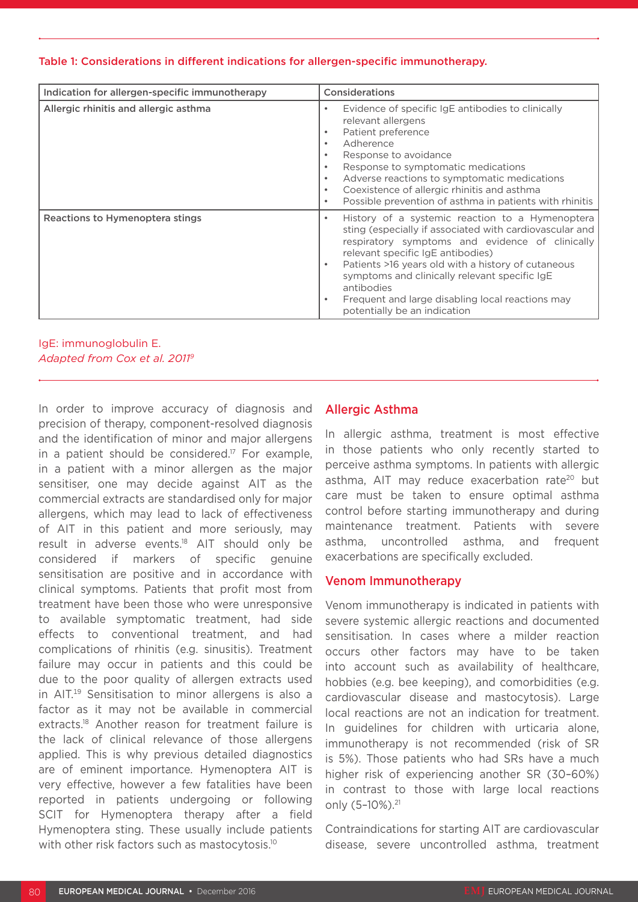Table 1: Considerations in different indications for allergen-specific immunotherapy.

| Indication for allergen-specific immunotherapy | Considerations |
|---|---|
| Allergic rhinitis and allergic asthma | • Evidence of specific IgE antibodies to clinically relevant allergens<br>• Patient preference<br>• Adherence<br>• Response to avoidance<br>• Response to symptomatic medications<br>• Adverse reactions to symptomatic medications<br>• Coexistence of allergic rhinitis and asthma<br>• Possible prevention of asthma in patients with rhinitis |
| Reactions to Hymenoptera stings | • History of a systemic reaction to a Hymenoptera sting (especially if associated with cardiovascular and respiratory symptoms and evidence of clinically relevant specific IgE antibodies)<br>• Patients >16 years old with a history of cutaneous symptoms and clinically relevant specific IgE antibodies<br>• Frequent and large disabling local reactions may potentially be an indication |

IgE: immunoglobulin E.
*Adapted from Cox et al. 2011[9]*

In order to improve accuracy of diagnosis and precision of therapy, component-resolved diagnosis and the identification of minor and major allergens in a patient should be considered.[17] For example, in a patient with a minor allergen as the major sensitiser, one may decide against AIT as the commercial extracts are standardised only for major allergens, which may lead to lack of effectiveness of AIT in this patient and more seriously, may result in adverse events.[18] AIT should only be considered if markers of specific genuine sensitisation are positive and in accordance with clinical symptoms. Patients that profit most from treatment have been those who were unresponsive to available symptomatic treatment, had side effects to conventional treatment, and had complications of rhinitis (e.g. sinusitis). Treatment failure may occur in patients and this could be due to the poor quality of allergen extracts used in AIT.[19] Sensitisation to minor allergens is also a factor as it may not be available in commercial extracts.[18] Another reason for treatment failure is the lack of clinical relevance of those allergens applied. This is why previous detailed diagnostics are of eminent importance. Hymenoptera AIT is very effective, however a few fatalities have been reported in patients undergoing or following SCIT for Hymenoptera therapy after a field Hymenoptera sting. These usually include patients with other risk factors such as mastocytosis.[10]

## Allergic Asthma

In allergic asthma, treatment is most effective in those patients who only recently started to perceive asthma symptoms. In patients with allergic asthma, AIT may reduce exacerbation rate[20] but care must be taken to ensure optimal asthma control before starting immunotherapy and during maintenance treatment. Patients with severe asthma, uncontrolled asthma, and frequent exacerbations are specifically excluded.

## Venom Immunotherapy

Venom immunotherapy is indicated in patients with severe systemic allergic reactions and documented sensitisation. In cases where a milder reaction occurs other factors may have to be taken into account such as availability of healthcare, hobbies (e.g. bee keeping), and comorbidities (e.g. cardiovascular disease and mastocytosis). Large local reactions are not an indication for treatment. In guidelines for children with urticaria alone, immunotherapy is not recommended (risk of SR is 5%). Those patients who had SRs have a much higher risk of experiencing another SR (30–60%) in contrast to those with large local reactions only (5–10%).[21]

Contraindications for starting AIT are cardiovascular disease, severe uncontrolled asthma, treatment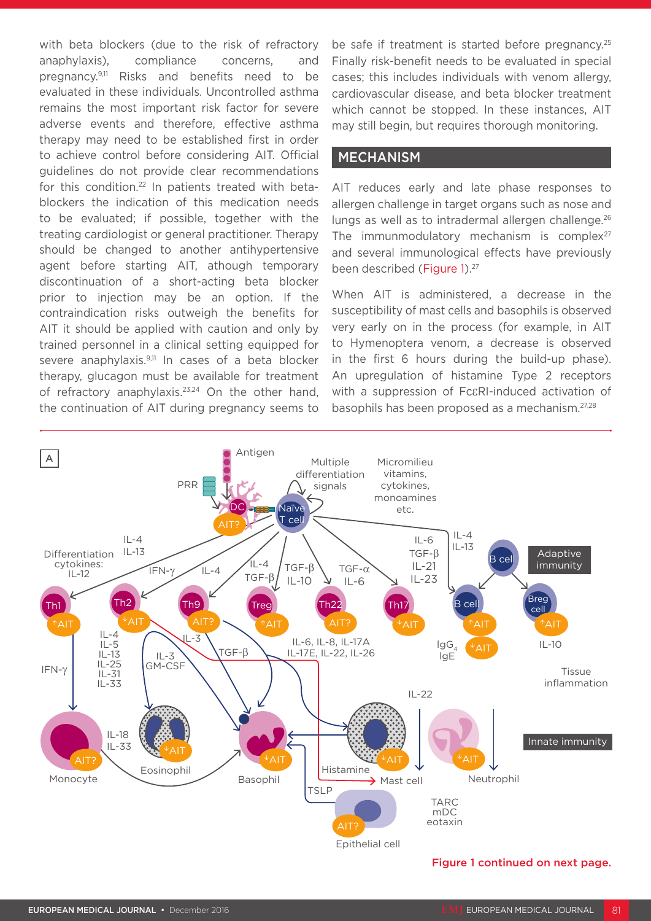with beta blockers (due to the risk of refractory anaphylaxis), compliance concerns, and pregnancy.[9,11] Risks and benefits need to be evaluated in these individuals. Uncontrolled asthma remains the most important risk factor for severe adverse events and therefore, effective asthma therapy may need to be established first in order to achieve control before considering AIT. Official guidelines do not provide clear recommendations for this condition.[22] In patients treated with beta-blockers the indication of this medication needs to be evaluated; if possible, together with the treating cardiologist or general practitioner. Therapy should be changed to another antihypertensive agent before starting AIT, athough temporary discontinuation of a short-acting beta blocker prior to injection may be an option. If the contraindication risks outweigh the benefits for AIT it should be applied with caution and only by trained personnel in a clinical setting equipped for severe anaphylaxis.[9,11] In cases of a beta blocker therapy, glucagon must be available for treatment of refractory anaphylaxis.[23,24] On the other hand, the continuation of AIT during pregnancy seems to be safe if treatment is started before pregnancy.[25] Finally risk-benefit needs to be evaluated in special cases; this includes individuals with venom allergy, cardiovascular disease, and beta blocker treatment which cannot be stopped. In these instances, AIT may still begin, but requires thorough monitoring.

## MECHANISM

AIT reduces early and late phase responses to allergen challenge in target organs such as nose and lungs as well as to intradermal allergen challenge.[26] The immunmodulatory mechanism is complex[27] and several immunological effects have previously been described (Figure 1).[27]

When AIT is administered, a decrease in the susceptibility of mast cells and basophils is observed very early on in the process (for example, in AIT to Hymenoptera venom, a decrease is observed in the first 6 hours during the build-up phase). An upregulation of histamine Type 2 receptors with a suppression of FcεRI-induced activation of basophils has been proposed as a mechanism.[27,28]

Figure 1 continued on next page.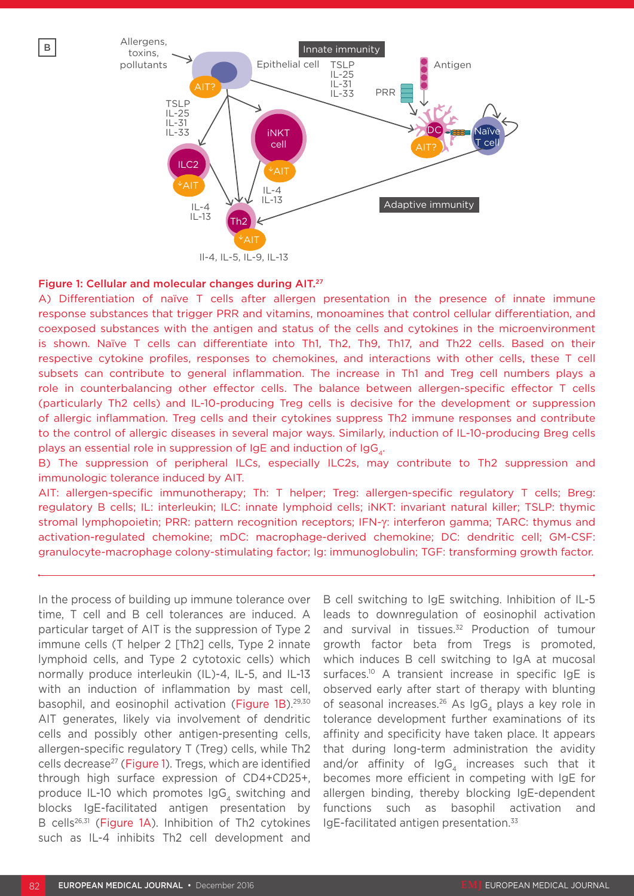**Figure 1: Cellular and molecular changes during AIT.**[27]

A) Differentiation of naïve T cells after allergen presentation in the presence of innate immune response substances that trigger PRR and vitamins, monoamines that control cellular differentiation, and coexposed substances with the antigen and status of the cells and cytokines in the microenvironment is shown. Naïve T cells can differentiate into Th1, Th2, Th9, Th17, and Th22 cells. Based on their respective cytokine profiles, responses to chemokines, and interactions with other cells, these T cell subsets can contribute to general inflammation. The increase in Th1 and Treg cell numbers plays a role in counterbalancing other effector cells. The balance between allergen-specific effector T cells (particularly Th2 cells) and IL-10-producing Treg cells is decisive for the development or suppression of allergic inflammation. Treg cells and their cytokines suppress Th2 immune responses and contribute to the control of allergic diseases in several major ways. Similarly, induction of IL-10-producing Breg cells plays an essential role in suppression of IgE and induction of $IgG_4$.

B) The suppression of peripheral ILCs, especially ILC2s, may contribute to Th2 suppression and immunologic tolerance induced by AIT.

AIT: allergen-specific immunotherapy; Th: T helper; Treg: allergen-specific regulatory T cells; Breg: regulatory B cells; IL: interleukin; ILC: innate lymphoid cells; iNKT: invariant natural killer; TSLP: thymic stromal lymphopoietin; PRR: pattern recognition receptors; IFN-γ: interferon gamma; TARC: thymus and activation-regulated chemokine; mDC: macrophage-derived chemokine; DC: dendritic cell; GM-CSF: granulocyte-macrophage colony-stimulating factor; Ig: immunoglobulin; TGF: transforming growth factor.

In the process of building up immune tolerance over time, T cell and B cell tolerances are induced. A particular target of AIT is the suppression of Type 2 immune cells (T helper 2 [Th2] cells, Type 2 innate lymphoid cells, and Type 2 cytotoxic cells) which normally produce interleukin (IL)-4, IL-5, and IL-13 with an induction of inflammation by mast cell, basophil, and eosinophil activation (Figure 1B).[29,30] AIT generates, likely via involvement of dendritic cells and possibly other antigen-presenting cells, allergen-specific regulatory T (Treg) cells, while Th2 cells decrease[27] (Figure 1). Tregs, which are identified through high surface expression of CD4+CD25+, produce IL-10 which promotes $IgG_4$ switching and blocks IgE-facilitated antigen presentation by B cells[26,31] (Figure 1A). Inhibition of Th2 cytokines such as IL-4 inhibits Th2 cell development and B cell switching to IgE switching. Inhibition of IL-5 leads to downregulation of eosinophil activation and survival in tissues.[32] Production of tumour growth factor beta from Tregs is promoted, which induces B cell switching to IgA at mucosal surfaces.[10] A transient increase in specific IgE is observed early after start of therapy with blunting of seasonal increases.[26] As $IgG_4$ plays a key role in tolerance development further examinations of its affinity and specificity have taken place. It appears that during long-term administration the avidity and/or affinity of $IgG_4$ increases such that it becomes more efficient in competing with IgE for allergen binding, thereby blocking IgE-dependent functions such as basophil activation and IgE-facilitated antigen presentation.[33]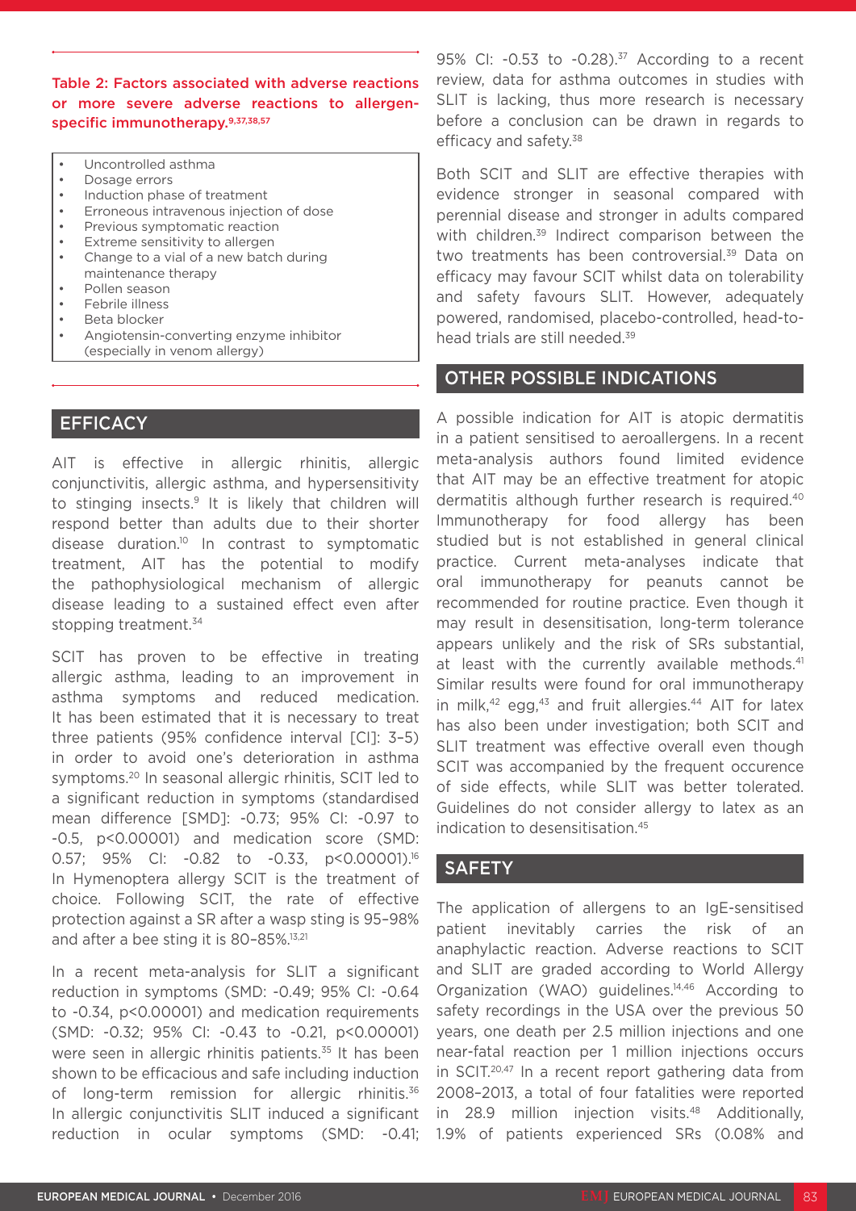**Table 2: Factors associated with adverse reactions or more severe adverse reactions to allergen-specific immunotherapy.**[9,37,38,57]

- Uncontrolled asthma
- Dosage errors
- Induction phase of treatment
- Erroneous intravenous injection of dose
- Previous symptomatic reaction
- Extreme sensitivity to allergen
- Change to a vial of a new batch during maintenance therapy
- Pollen season
- Febrile illness
- Beta blocker
- Angiotensin-converting enzyme inhibitor (especially in venom allergy)

## EFFICACY

AIT is effective in allergic rhinitis, allergic conjunctivitis, allergic asthma, and hypersensitivity to stinging insects.[9] It is likely that children will respond better than adults due to their shorter disease duration.[10] In contrast to symptomatic treatment, AIT has the potential to modify the pathophysiological mechanism of allergic disease leading to a sustained effect even after stopping treatment.[34]

SCIT has proven to be effective in treating allergic asthma, leading to an improvement in asthma symptoms and reduced medication. It has been estimated that it is necessary to treat three patients (95% confidence interval [CI]: 3–5) in order to avoid one's deterioration in asthma symptoms.[20] In seasonal allergic rhinitis, SCIT led to a significant reduction in symptoms (standardised mean difference [SMD]: -0.73; 95% CI: -0.97 to -0.5, p<0.00001) and medication score (SMD: 0.57; 95% CI: -0.82 to -0.33, p<0.00001).[16] In Hymenoptera allergy SCIT is the treatment of choice. Following SCIT, the rate of effective protection against a SR after a wasp sting is 95–98% and after a bee sting it is 80–85%.[13,21]

In a recent meta-analysis for SLIT a significant reduction in symptoms (SMD: -0.49; 95% CI: -0.64 to -0.34, p<0.00001) and medication requirements (SMD: -0.32; 95% CI: -0.43 to -0.21, p<0.00001) were seen in allergic rhinitis patients.[35] It has been shown to be efficacious and safe including induction of long-term remission for allergic rhinitis.[36] In allergic conjunctivitis SLIT induced a significant reduction in ocular symptoms (SMD: -0.41; 95% CI: -0.53 to -0.28).[37] According to a recent review, data for asthma outcomes in studies with SLIT is lacking, thus more research is necessary before a conclusion can be drawn in regards to efficacy and safety.[38]

Both SCIT and SLIT are effective therapies with evidence stronger in seasonal compared with perennial disease and stronger in adults compared with children.[39] Indirect comparison between the two treatments has been controversial.[39] Data on efficacy may favour SCIT whilst data on tolerability and safety favours SLIT. However, adequately powered, randomised, placebo-controlled, head-to-head trials are still needed.[39]

## OTHER POSSIBLE INDICATIONS

A possible indication for AIT is atopic dermatitis in a patient sensitised to aeroallergens. In a recent meta-analysis authors found limited evidence that AIT may be an effective treatment for atopic dermatitis although further research is required.[40] Immunotherapy for food allergy has been studied but is not established in general clinical practice. Current meta-analyses indicate that oral immunotherapy for peanuts cannot be recommended for routine practice. Even though it may result in desensitisation, long-term tolerance appears unlikely and the risk of SRs substantial, at least with the currently available methods.[41] Similar results were found for oral immunotherapy in milk,[42] egg,[43] and fruit allergies.[44] AIT for latex has also been under investigation; both SCIT and SLIT treatment was effective overall even though SCIT was accompanied by the frequent occurence of side effects, while SLIT was better tolerated. Guidelines do not consider allergy to latex as an indication to desensitisation.[45]

## SAFETY

The application of allergens to an IgE-sensitised patient inevitably carries the risk of an anaphylactic reaction. Adverse reactions to SCIT and SLIT are graded according to World Allergy Organization (WAO) guidelines.[14,46] According to safety recordings in the USA over the previous 50 years, one death per 2.5 million injections and one near-fatal reaction per 1 million injections occurs in SCIT.[20,47] In a recent report gathering data from 2008–2013, a total of four fatalities were reported in 28.9 million injection visits.[48] Additionally, 1.9% of patients experienced SRs (0.08% and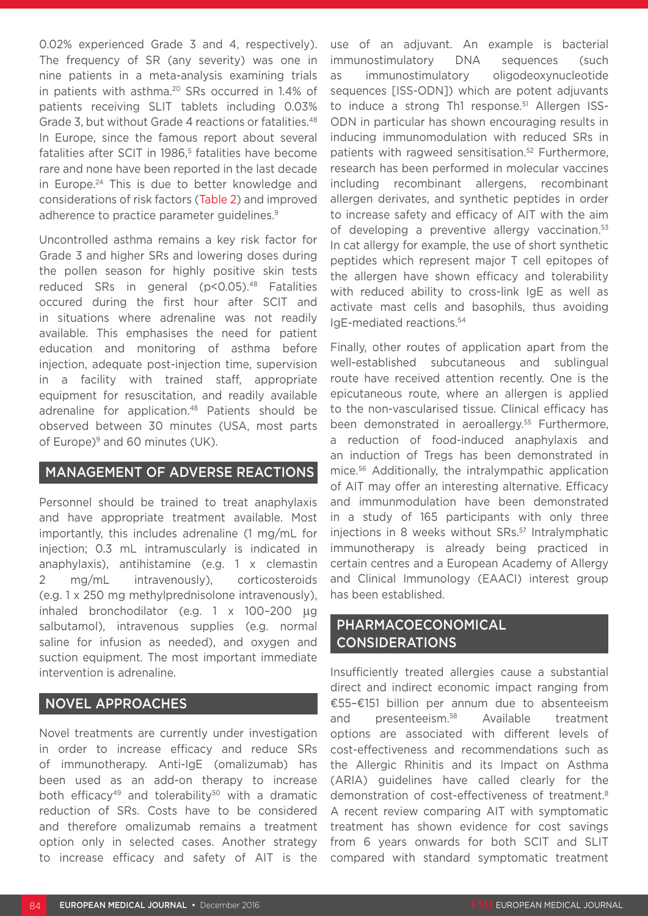0.02% experienced Grade 3 and 4, respectively). The frequency of SR (any severity) was one in nine patients in a meta-analysis examining trials in patients with asthma.[20] SRs occurred in 1.4% of patients receiving SLIT tablets including 0.03% Grade 3, but without Grade 4 reactions or fatalities.[48] In Europe, since the famous report about several fatalities after SCIT in 1986,[5] fatalities have become rare and none have been reported in the last decade in Europe.[24] This is due to better knowledge and considerations of risk factors (Table 2) and improved adherence to practice parameter guidelines.[9]

Uncontrolled asthma remains a key risk factor for Grade 3 and higher SRs and lowering doses during the pollen season for highly positive skin tests reduced SRs in general ($p<0.05$).[48] Fatalities occured during the first hour after SCIT and in situations where adrenaline was not readily available. This emphasises the need for patient education and monitoring of asthma before injection, adequate post-injection time, supervision in a facility with trained staff, appropriate equipment for resuscitation, and readily available adrenaline for application.[48] Patients should be observed between 30 minutes (USA, most parts of Europe)[9] and 60 minutes (UK).

## MANAGEMENT OF ADVERSE REACTIONS

Personnel should be trained to treat anaphylaxis and have appropriate treatment available. Most importantly, this includes adrenaline (1 mg/mL for injection; 0.3 mL intramuscularly is indicated in anaphylaxis), antihistamine (e.g. 1 x clemastin 2 mg/mL intravenously), corticosteroids (e.g. 1 x 250 mg methylprednisolone intravenously), inhaled bronchodilator (e.g. 1 x 100–200 µg salbutamol), intravenous supplies (e.g. normal saline for infusion as needed), and oxygen and suction equipment. The most important immediate intervention is adrenaline.

## NOVEL APPROACHES

Novel treatments are currently under investigation in order to increase efficacy and reduce SRs of immunotherapy. Anti-IgE (omalizumab) has been used as an add-on therapy to increase both efficacy[49] and tolerability[50] with a dramatic reduction of SRs. Costs have to be considered and therefore omalizumab remains a treatment option only in selected cases. Another strategy to increase efficacy and safety of AIT is the use of an adjuvant. An example is bacterial immunostimulatory DNA sequences (such as immunostimulatory oligodeoxynucleotide sequences [ISS-ODN]) which are potent adjuvants to induce a strong Th1 response.[51] Allergen ISS-ODN in particular has shown encouraging results in inducing immunomodulation with reduced SRs in patients with ragweed sensitisation.[52] Furthermore, research has been performed in molecular vaccines including recombinant allergens, recombinant allergen derivates, and synthetic peptides in order to increase safety and efficacy of AIT with the aim of developing a preventive allergy vaccination.[53] In cat allergy for example, the use of short synthetic peptides which represent major T cell epitopes of the allergen have shown efficacy and tolerability with reduced ability to cross-link IgE as well as activate mast cells and basophils, thus avoiding IgE-mediated reactions.[54]

Finally, other routes of application apart from the well-established subcutaneous and sublingual route have received attention recently. One is the epicutaneous route, where an allergen is applied to the non-vascularised tissue. Clinical efficacy has been demonstrated in aeroallergy.[55] Furthermore, a reduction of food-induced anaphylaxis and an induction of Tregs has been demonstrated in mice.[56] Additionally, the intralympathic application of AIT may offer an interesting alternative. Efficacy and immunmodulation have been demonstrated in a study of 165 participants with only three injections in 8 weeks without SRs.[57] Intralymphatic immunotherapy is already being practiced in certain centres and a European Academy of Allergy and Clinical Immunology (EAACI) interest group has been established.

## PHARMACOECONOMICAL CONSIDERATIONS

Insufficiently treated allergies cause a substantial direct and indirect economic impact ranging from €55–€151 billion per annum due to absenteeism and presenteeism.[58] Available treatment options are associated with different levels of cost-effectiveness and recommendations such as the Allergic Rhinitis and its Impact on Asthma (ARIA) guidelines have called clearly for the demonstration of cost-effectiveness of treatment.[8] A recent review comparing AIT with symptomatic treatment has shown evidence for cost savings from 6 years onwards for both SCIT and SLIT compared with standard symptomatic treatment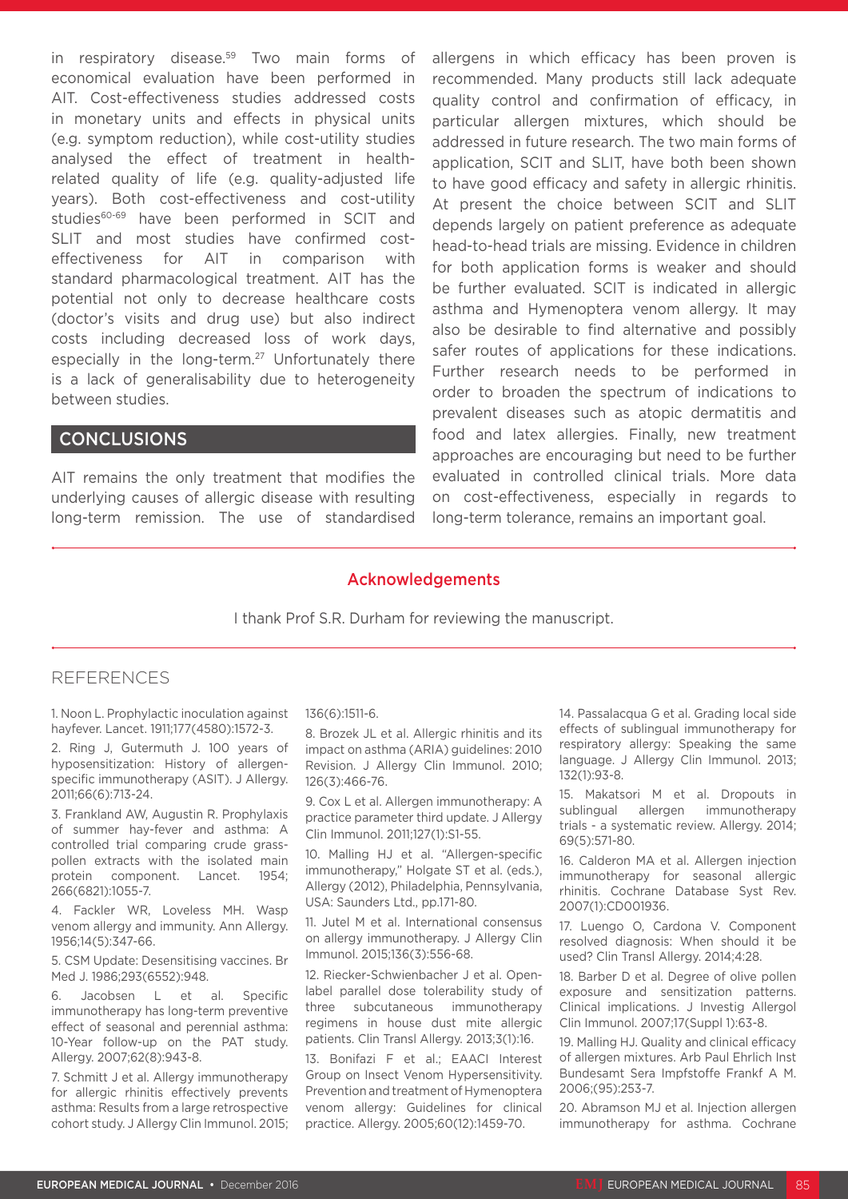in respiratory disease.[59] Two main forms of economical evaluation have been performed in AIT. Cost-effectiveness studies addressed costs in monetary units and effects in physical units (e.g. symptom reduction), while cost-utility studies analysed the effect of treatment in health-related quality of life (e.g. quality-adjusted life years). Both cost-effectiveness and cost-utility studies[60-69] have been performed in SCIT and SLIT and most studies have confirmed cost-effectiveness for AIT in comparison with standard pharmacological treatment. AIT has the potential not only to decrease healthcare costs (doctor's visits and drug use) but also indirect costs including decreased loss of work days, especially in the long-term.[27] Unfortunately there is a lack of generalisability due to heterogeneity between studies.

## CONCLUSIONS

AIT remains the only treatment that modifies the underlying causes of allergic disease with resulting long-term remission. The use of standardised allergens in which efficacy has been proven is recommended. Many products still lack adequate quality control and confirmation of efficacy, in particular allergen mixtures, which should be addressed in future research. The two main forms of application, SCIT and SLIT, have both been shown to have good efficacy and safety in allergic rhinitis. At present the choice between SCIT and SLIT depends largely on patient preference as adequate head-to-head trials are missing. Evidence in children for both application forms is weaker and should be further evaluated. SCIT is indicated in allergic asthma and Hymenoptera venom allergy. It may also be desirable to find alternative and possibly safer routes of applications for these indications. Further research needs to be performed in order to broaden the spectrum of indications to prevalent diseases such as atopic dermatitis and food and latex allergies. Finally, new treatment approaches are encouraging but need to be further evaluated in controlled clinical trials. More data on cost-effectiveness, especially in regards to long-term tolerance, remains an important goal.

### Acknowledgements

I thank Prof S.R. Durham for reviewing the manuscript.

## REFERENCES

1. Noon L. Prophylactic inoculation against hayfever. Lancet. 1911;177(4580):1572-3.
2. Ring J, Gutermuth J. 100 years of hyposensitization: History of allergen-specific immunotherapy (ASIT). J Allergy. 2011;66(6):713-24.
3. Frankland AW, Augustin R. Prophylaxis of summer hay-fever and asthma: A controlled trial comparing crude grass-pollen extracts with the isolated main protein component. Lancet. 1954; 266(6821):1055-7.
4. Fackler WR, Loveless MH. Wasp venom allergy and immunity. Ann Allergy. 1956;14(5):347-66.
5. CSM Update: Desensitising vaccines. Br Med J. 1986;293(6552):948.
6. Jacobsen L et al. Specific immunotherapy has long-term preventive effect of seasonal and perennial asthma: 10-Year follow-up on the PAT study. Allergy. 2007;62(8):943-8.
7. Schmitt J et al. Allergy immunotherapy for allergic rhinitis effectively prevents asthma: Results from a large retrospective cohort study. J Allergy Clin Immunol. 2015; 136(6):1511-6.
8. Brozek JL et al. Allergic rhinitis and its impact on asthma (ARIA) guidelines: 2010 Revision. J Allergy Clin Immunol. 2010; 126(3):466-76.
9. Cox L et al. Allergen immunotherapy: A practice parameter third update. J Allergy Clin Immunol. 2011;127(1):S1-55.
10. Malling HJ et al. "Allergen-specific immunotherapy," Holgate ST et al. (eds.), Allergy (2012), Philadelphia, Pennsylvania, USA: Saunders Ltd., pp.171-80.
11. Jutel M et al. International consensus on allergy immunotherapy. J Allergy Clin Immunol. 2015;136(3):556-68.
12. Riecker-Schwienbacher J et al. Open-label parallel dose tolerability study of three subcutaneous immunotherapy regimens in house dust mite allergic patients. Clin Transl Allergy. 2013;3(1):16.
13. Bonifazi F et al.; EAACI Interest Group on Insect Venom Hypersensitivity. Prevention and treatment of Hymenoptera venom allergy: Guidelines for clinical practice. Allergy. 2005;60(12):1459-70.
14. Passalacqua G et al. Grading local side effects of sublingual immunotherapy for respiratory allergy: Speaking the same language. J Allergy Clin Immunol. 2013; 132(1):93-8.
15. Makatsori M et al. Dropouts in sublingual allergen immunotherapy trials - a systematic review. Allergy. 2014; 69(5):571-80.
16. Calderon MA et al. Allergen injection immunotherapy for seasonal allergic rhinitis. Cochrane Database Syst Rev. 2007(1):CD001936.
17. Luengo O, Cardona V. Component resolved diagnosis: When should it be used? Clin Transl Allergy. 2014;4:28.
18. Barber D et al. Degree of olive pollen exposure and sensitization patterns. Clinical implications. J Investig Allergol Clin Immunol. 2007;17(Suppl 1):63-8.
19. Malling HJ. Quality and clinical efficacy of allergen mixtures. Arb Paul Ehrlich Inst Bundesamt Sera Impfstoffe Frankf A M. 2006;(95):253-7.
20. Abramson MJ et al. Injection allergen immunotherapy for asthma. Cochrane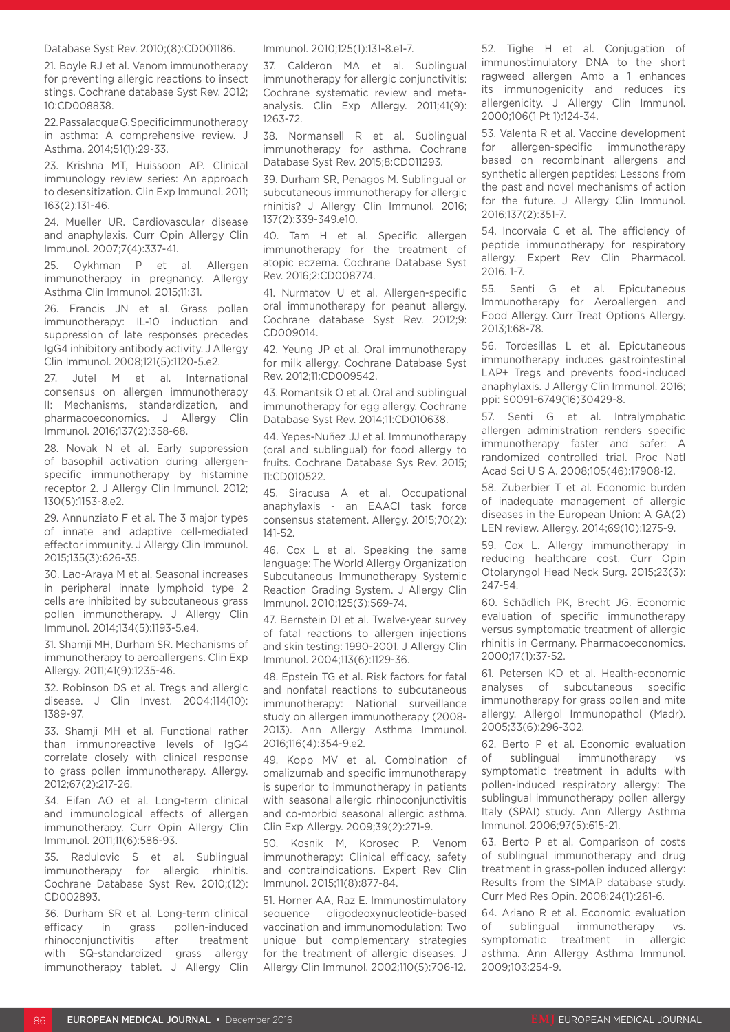Database Syst Rev. 2010;(8):CD001186.

21. Boyle RJ et al. Venom immunotherapy for preventing allergic reactions to insect stings. Cochrane database Syst Rev. 2012; 10:CD008838.

22. Passalacqua G. Specific immunotherapy in asthma: A comprehensive review. J Asthma. 2014;51(1):29-33.

23. Krishna MT, Huissoon AP. Clinical immunology review series: An approach to desensitization. Clin Exp Immunol. 2011; 163(2):131-46.

24. Mueller UR. Cardiovascular disease and anaphylaxis. Curr Opin Allergy Clin Immunol. 2007;7(4):337-41.

25. Oykhman P et al. Allergen immunotherapy in pregnancy. Allergy Asthma Clin Immunol. 2015;11:31.

26. Francis JN et al. Grass pollen immunotherapy: IL-10 induction and suppression of late responses precedes IgG4 inhibitory antibody activity. J Allergy Clin Immunol. 2008;121(5):1120-5.e2.

27. Jutel M et al. International consensus on allergen immunotherapy II: Mechanisms, standardization, and pharmacoeconomics. J Allergy Clin Immunol. 2016;137(2):358-68.

28. Novak N et al. Early suppression of basophil activation during allergen-specific immunotherapy by histamine receptor 2. J Allergy Clin Immunol. 2012; 130(5):1153-8.e2.

29. Annunziato F et al. The 3 major types of innate and adaptive cell-mediated effector immunity. J Allergy Clin Immunol. 2015;135(3):626-35.

30. Lao-Araya M et al. Seasonal increases in peripheral innate lymphoid type 2 cells are inhibited by subcutaneous grass pollen immunotherapy. J Allergy Clin Immunol. 2014;134(5):1193-5.e4.

31. Shamji MH, Durham SR. Mechanisms of immunotherapy to aeroallergens. Clin Exp Allergy. 2011;41(9):1235-46.

32. Robinson DS et al. Tregs and allergic disease. J Clin Invest. 2004;114(10): 1389-97.

33. Shamji MH et al. Functional rather than immunoreactive levels of IgG4 correlate closely with clinical response to grass pollen immunotherapy. Allergy. 2012;67(2):217-26.

34. Eifan AO et al. Long-term clinical and immunological effects of allergen immunotherapy. Curr Opin Allergy Clin Immunol. 2011;11(6):586-93.

35. Radulovic S et al. Sublingual immunotherapy for allergic rhinitis. Cochrane Database Syst Rev. 2010;(12): CD002893.

36. Durham SR et al. Long-term clinical efficacy in grass pollen-induced rhinoconjunctivitis after treatment with SQ-standardized grass allergy immunotherapy tablet. J Allergy Clin Immunol. 2010;125(1):131-8.e1-7.

37. Calderon MA et al. Sublingual immunotherapy for allergic conjunctivitis: Cochrane systematic review and meta-analysis. Clin Exp Allergy. 2011;41(9): 1263-72.

38. Normansell R et al. Sublingual immunotherapy for asthma. Cochrane Database Syst Rev. 2015;8:CD011293.

39. Durham SR, Penagos M. Sublingual or subcutaneous immunotherapy for allergic rhinitis? J Allergy Clin Immunol. 2016; 137(2):339-349.e10.

40. Tam H et al. Specific allergen immunotherapy for the treatment of atopic eczema. Cochrane Database Syst Rev. 2016;2:CD008774.

41. Nurmatov U et al. Allergen-specific oral immunotherapy for peanut allergy. Cochrane database Syst Rev. 2012;9: CD009014.

42. Yeung JP et al. Oral immunotherapy for milk allergy. Cochrane Database Syst Rev. 2012;11:CD009542.

43. Romantsik O et al. Oral and sublingual immunotherapy for egg allergy. Cochrane Database Syst Rev. 2014;11:CD010638.

44. Yepes-Nuñez JJ et al. Immunotherapy (oral and sublingual) for food allergy to fruits. Cochrane Database Sys Rev. 2015; 11:CD010522.

45. Siracusa A et al. Occupational anaphylaxis - an EAACI task force consensus statement. Allergy. 2015;70(2): 141-52.

46. Cox L et al. Speaking the same language: The World Allergy Organization Subcutaneous Immunotherapy Systemic Reaction Grading System. J Allergy Clin Immunol. 2010;125(3):569-74.

47. Bernstein DI et al. Twelve-year survey of fatal reactions to allergen injections and skin testing: 1990-2001. J Allergy Clin Immunol. 2004;113(6):1129-36.

48. Epstein TG et al. Risk factors for fatal and nonfatal reactions to subcutaneous immunotherapy: National surveillance study on allergen immunotherapy (2008-2013). Ann Allergy Asthma Immunol. 2016;116(4):354-9.e2.

49. Kopp MV et al. Combination of omalizumab and specific immunotherapy is superior to immunotherapy in patients with seasonal allergic rhinoconjunctivitis and co-morbid seasonal allergic asthma. Clin Exp Allergy. 2009;39(2):271-9.

50. Kosnik M, Korosec P. Venom immunotherapy: Clinical efficacy, safety and contraindications. Expert Rev Clin Immunol. 2015;11(8):877-84.

51. Horner AA, Raz E. Immunostimulatory sequence oligodeoxynucleotide-based vaccination and immunomodulation: Two unique but complementary strategies for the treatment of allergic diseases. J Allergy Clin Immunol. 2002;110(5):706-12.

52. Tighe H et al. Conjugation of immunostimulatory DNA to the short ragweed allergen Amb a 1 enhances its immunogenicity and reduces its allergenicity. J Allergy Clin Immunol. 2000;106(1 Pt 1):124-34.

53. Valenta R et al. Vaccine development for allergen-specific immunotherapy based on recombinant allergens and synthetic allergen peptides: Lessons from the past and novel mechanisms of action for the future. J Allergy Clin Immunol. 2016;137(2):351-7.

54. Incorvaia C et al. The efficiency of peptide immunotherapy for respiratory allergy. Expert Rev Clin Pharmacol. 2016. 1-7.

55. Senti G et al. Epicutaneous Immunotherapy for Aeroallergen and Food Allergy. Curr Treat Options Allergy. 2013;1:68-78.

56. Tordesillas L et al. Epicutaneous immunotherapy induces gastrointestinal LAP+ Tregs and prevents food-induced anaphylaxis. J Allergy Clin Immunol. 2016; ppi: S0091-6749(16)30429-8.

57. Senti G et al. Intralymphatic allergen administration renders specific immunotherapy faster and safer: A randomized controlled trial. Proc Natl Acad Sci U S A. 2008;105(46):17908-12.

58. Zuberbier T et al. Economic burden of inadequate management of allergic diseases in the European Union: A GA(2) LEN review. Allergy. 2014;69(10):1275-9.

59. Cox L. Allergy immunotherapy in reducing healthcare cost. Curr Opin Otolaryngol Head Neck Surg. 2015;23(3): 247-54.

60. Schädlich PK, Brecht JG. Economic evaluation of specific immunotherapy versus symptomatic treatment of allergic rhinitis in Germany. Pharmacoeconomics. 2000;17(1):37-52.

61. Petersen KD et al. Health-economic analyses of subcutaneous specific immunotherapy for grass pollen and mite allergy. Allergol Immunopathol (Madr). 2005;33(6):296-302.

62. Berto P et al. Economic evaluation of sublingual immunotherapy vs symptomatic treatment in adults with pollen-induced respiratory allergy: The sublingual immunotherapy pollen allergy Italy (SPAI) study. Ann Allergy Asthma Immunol. 2006;97(5):615-21.

63. Berto P et al. Comparison of costs of sublingual immunotherapy and drug treatment in grass-pollen induced allergy: Results from the SIMAP database study. Curr Med Res Opin. 2008;24(1):261-6.

64. Ariano R et al. Economic evaluation of sublingual immunotherapy vs. symptomatic treatment in allergic asthma. Ann Allergy Asthma Immunol. 2009;103:254-9.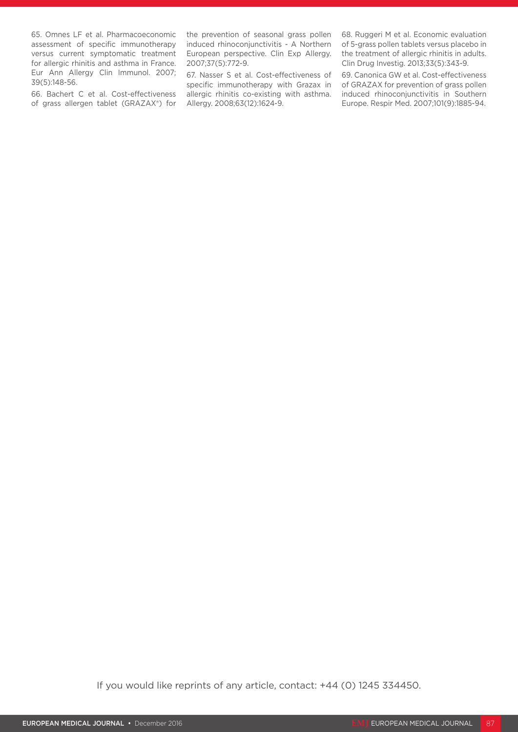65. Omnes LF et al. Pharmacoeconomic assessment of specific immunotherapy versus current symptomatic treatment for allergic rhinitis and asthma in France. Eur Ann Allergy Clin Immunol. 2007; 39(5):148-56.

66. Bachert C et al. Cost-effectiveness of grass allergen tablet (GRAZAX®) for the prevention of seasonal grass pollen induced rhinoconjunctivitis - A Northern European perspective. Clin Exp Allergy. 2007;37(5):772-9.

67. Nasser S et al. Cost-effectiveness of specific immunotherapy with Grazax in allergic rhinitis co-existing with asthma. Allergy. 2008;63(12):1624-9.

68. Ruggeri M et al. Economic evaluation of 5-grass pollen tablets versus placebo in the treatment of allergic rhinitis in adults. Clin Drug Investig. 2013;33(5):343-9.

69. Canonica GW et al. Cost-effectiveness of GRAZAX for prevention of grass pollen induced rhinoconjunctivitis in Southern Europe. Respir Med. 2007;101(9):1885-94.

If you would like reprints of any article, contact: +44 (0) 1245 334450.